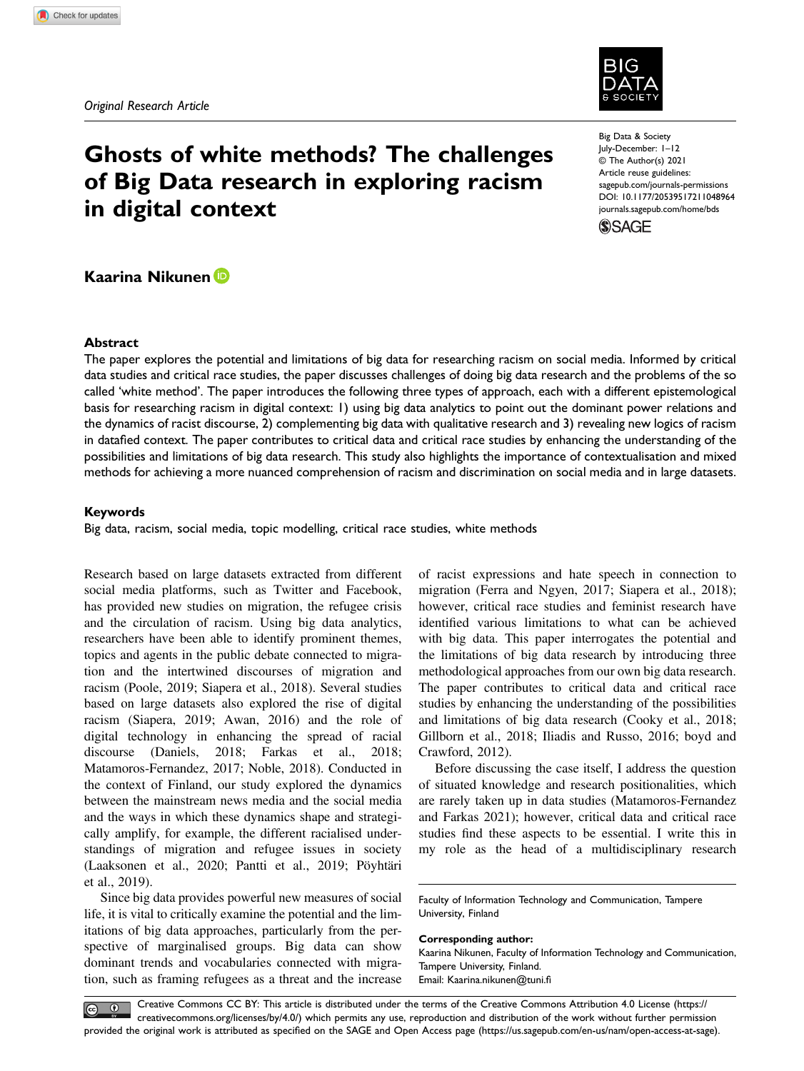*Original Research Article*

# Ghosts of white methods? The challenges of Big Data research in exploring racism in digital context

Big Data & Society
July-December: 1–12
© The Author(s) 2021
Article reuse guidelines:
sagepub.com/journals-permissions
DOI: 10.1177/20539517211048964
journals.sagepub.com/home/bds

**Kaarina Nikunen**

## Abstract

The paper explores the potential and limitations of big data for researching racism on social media. Informed by critical data studies and critical race studies, the paper discusses challenges of doing big data research and the problems of the so called 'white method'. The paper introduces the following three types of approach, each with a different epistemological basis for researching racism in digital context: 1) using big data analytics to point out the dominant power relations and the dynamics of racist discourse, 2) complementing big data with qualitative research and 3) revealing new logics of racism in datafied context. The paper contributes to critical data and critical race studies by enhancing the understanding of the possibilities and limitations of big data research. This study also highlights the importance of contextualisation and mixed methods for achieving a more nuanced comprehension of racism and discrimination on social media and in large datasets.

## Keywords

Big data, racism, social media, topic modelling, critical race studies, white methods

Research based on large datasets extracted from different social media platforms, such as Twitter and Facebook, has provided new studies on migration, the refugee crisis and the circulation of racism. Using big data analytics, researchers have been able to identify prominent themes, topics and agents in the public debate connected to migration and the intertwined discourses of migration and racism (Poole, 2019; Siapera et al., 2018). Several studies based on large datasets also explored the rise of digital racism (Siapera, 2019; Awan, 2016) and the role of digital technology in enhancing the spread of racial discourse (Daniels, 2018; Farkas et al., 2018; Matamoros-Fernandez, 2017; Noble, 2018). Conducted in the context of Finland, our study explored the dynamics between the mainstream news media and the social media and the ways in which these dynamics shape and strategically amplify, for example, the different racialised understandings of migration and refugee issues in society (Laaksonen et al., 2020; Pantti et al., 2019; Pöyhtäri et al., 2019).

Since big data provides powerful new measures of social life, it is vital to critically examine the potential and the limitations of big data approaches, particularly from the perspective of marginalised groups. Big data can show dominant trends and vocabularies connected with migration, such as framing refugees as a threat and the increase of racist expressions and hate speech in connection to migration (Ferra and Ngyen, 2017; Siapera et al., 2018); however, critical race studies and feminist research have identified various limitations to what can be achieved with big data. This paper interrogates the potential and the limitations of big data research by introducing three methodological approaches from our own big data research. The paper contributes to critical data and critical race studies by enhancing the understanding of the possibilities and limitations of big data research (Cooky et al., 2018; Gillborn et al., 2018; Iliadis and Russo, 2016; boyd and Crawford, 2012).

Before discussing the case itself, I address the question of situated knowledge and research positionalities, which are rarely taken up in data studies (Matamoros-Fernandez and Farkas 2021); however, critical data and critical race studies find these aspects to be essential. I write this in my role as the head of a multidisciplinary research

Faculty of Information Technology and Communication, Tampere University, Finland

**Corresponding author:**
Kaarina Nikunen, Faculty of Information Technology and Communication, Tampere University, Finland.
Email: Kaarina.nikunen@tuni.fi

Creative Commons CC BY: This article is distributed under the terms of the Creative Commons Attribution 4.0 License (https://creativecommons.org/licenses/by/4.0/) which permits any use, reproduction and distribution of the work without further permission provided the original work is attributed as specified on the SAGE and Open Access page (https://us.sagepub.com/en-us/nam/open-access-at-sage).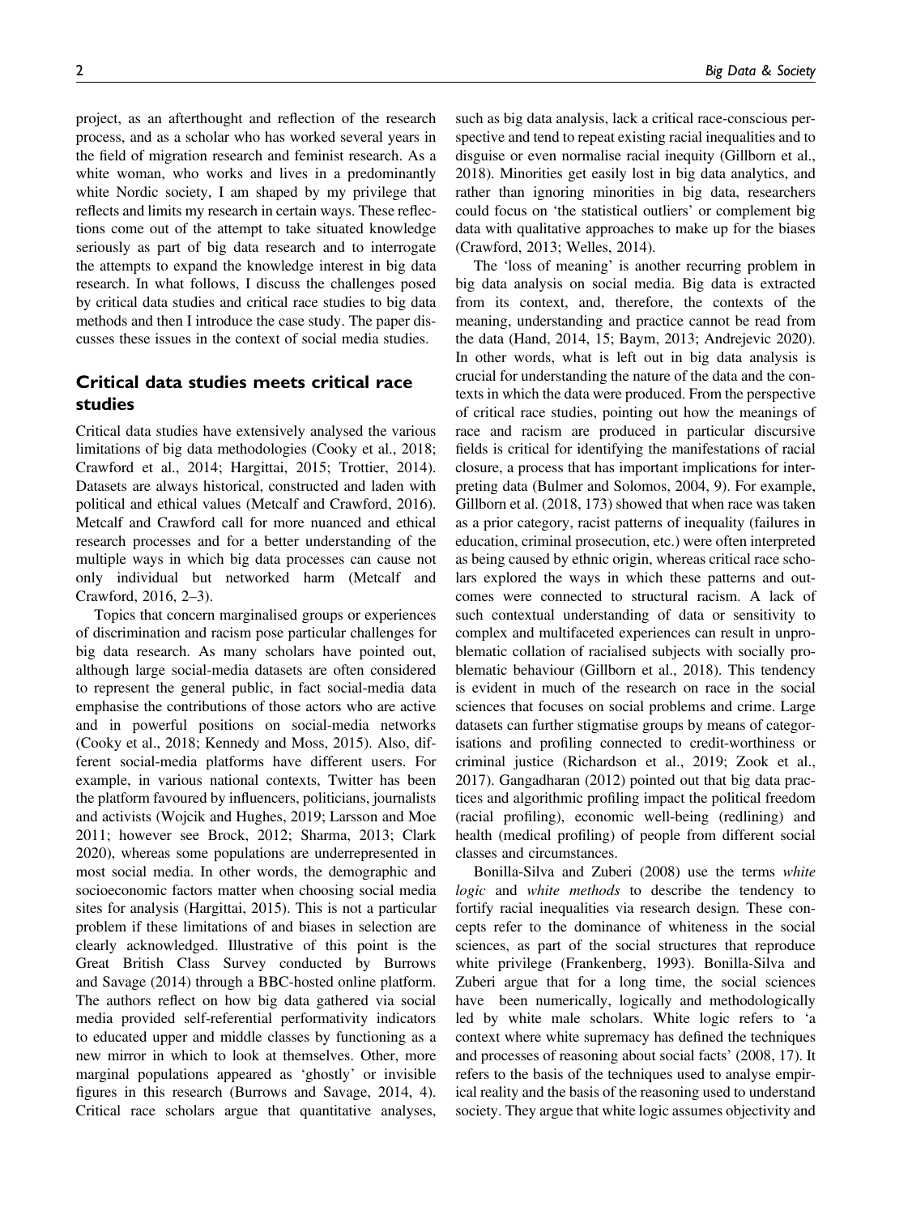project, as an afterthought and reflection of the research process, and as a scholar who has worked several years in the field of migration research and feminist research. As a white woman, who works and lives in a predominantly white Nordic society, I am shaped by my privilege that reflects and limits my research in certain ways. These reflections come out of the attempt to take situated knowledge seriously as part of big data research and to interrogate the attempts to expand the knowledge interest in big data research. In what follows, I discuss the challenges posed by critical data studies and critical race studies to big data methods and then I introduce the case study. The paper discusses these issues in the context of social media studies.

## Critical data studies meets critical race studies

Critical data studies have extensively analysed the various limitations of big data methodologies (Cooky et al., 2018; Crawford et al., 2014; Hargittai, 2015; Trottier, 2014). Datasets are always historical, constructed and laden with political and ethical values (Metcalf and Crawford, 2016). Metcalf and Crawford call for more nuanced and ethical research processes and for a better understanding of the multiple ways in which big data processes can cause not only individual but networked harm (Metcalf and Crawford, 2016, 2–3).

Topics that concern marginalised groups or experiences of discrimination and racism pose particular challenges for big data research. As many scholars have pointed out, although large social-media datasets are often considered to represent the general public, in fact social-media data emphasise the contributions of those actors who are active and in powerful positions on social-media networks (Cooky et al., 2018; Kennedy and Moss, 2015). Also, different social-media platforms have different users. For example, in various national contexts, Twitter has been the platform favoured by influencers, politicians, journalists and activists (Wojcik and Hughes, 2019; Larsson and Moe 2011; however see Brock, 2012; Sharma, 2013; Clark 2020), whereas some populations are underrepresented in most social media. In other words, the demographic and socioeconomic factors matter when choosing social media sites for analysis (Hargittai, 2015). This is not a particular problem if these limitations of and biases in selection are clearly acknowledged. Illustrative of this point is the Great British Class Survey conducted by Burrows and Savage (2014) through a BBC-hosted online platform. The authors reflect on how big data gathered via social media provided self-referential performativity indicators to educated upper and middle classes by functioning as a new mirror in which to look at themselves. Other, more marginal populations appeared as 'ghostly' or invisible figures in this research (Burrows and Savage, 2014, 4). Critical race scholars argue that quantitative analyses, such as big data analysis, lack a critical race-conscious perspective and tend to repeat existing racial inequalities and to disguise or even normalise racial inequity (Gillborn et al., 2018). Minorities get easily lost in big data analytics, and rather than ignoring minorities in big data, researchers could focus on 'the statistical outliers' or complement big data with qualitative approaches to make up for the biases (Crawford, 2013; Welles, 2014).

The 'loss of meaning' is another recurring problem in big data analysis on social media. Big data is extracted from its context, and, therefore, the contexts of the meaning, understanding and practice cannot be read from the data (Hand, 2014, 15; Baym, 2013; Andrejevic 2020). In other words, what is left out in big data analysis is crucial for understanding the nature of the data and the contexts in which the data were produced. From the perspective of critical race studies, pointing out how the meanings of race and racism are produced in particular discursive fields is critical for identifying the manifestations of racial closure, a process that has important implications for interpreting data (Bulmer and Solomos, 2004, 9). For example, Gillborn et al. (2018, 173) showed that when race was taken as a prior category, racist patterns of inequality (failures in education, criminal prosecution, etc.) were often interpreted as being caused by ethnic origin, whereas critical race scholars explored the ways in which these patterns and outcomes were connected to structural racism. A lack of such contextual understanding of data or sensitivity to complex and multifaceted experiences can result in unproblematic collation of racialised subjects with socially problematic behaviour (Gillborn et al., 2018). This tendency is evident in much of the research on race in the social sciences that focuses on social problems and crime. Large datasets can further stigmatise groups by means of categorisations and profiling connected to credit-worthiness or criminal justice (Richardson et al., 2019; Zook et al., 2017). Gangadharan (2012) pointed out that big data practices and algorithmic profiling impact the political freedom (racial profiling), economic well-being (redlining) and health (medical profiling) of people from different social classes and circumstances.

Bonilla-Silva and Zuberi (2008) use the terms *white logic* and *white methods* to describe the tendency to fortify racial inequalities via research design. These concepts refer to the dominance of whiteness in the social sciences, as part of the social structures that reproduce white privilege (Frankenberg, 1993). Bonilla-Silva and Zuberi argue that for a long time, the social sciences have been numerically, logically and methodologically led by white male scholars. White logic refers to 'a context where white supremacy has defined the techniques and processes of reasoning about social facts' (2008, 17). It refers to the basis of the techniques used to analyse empirical reality and the basis of the reasoning used to understand society. They argue that white logic assumes objectivity and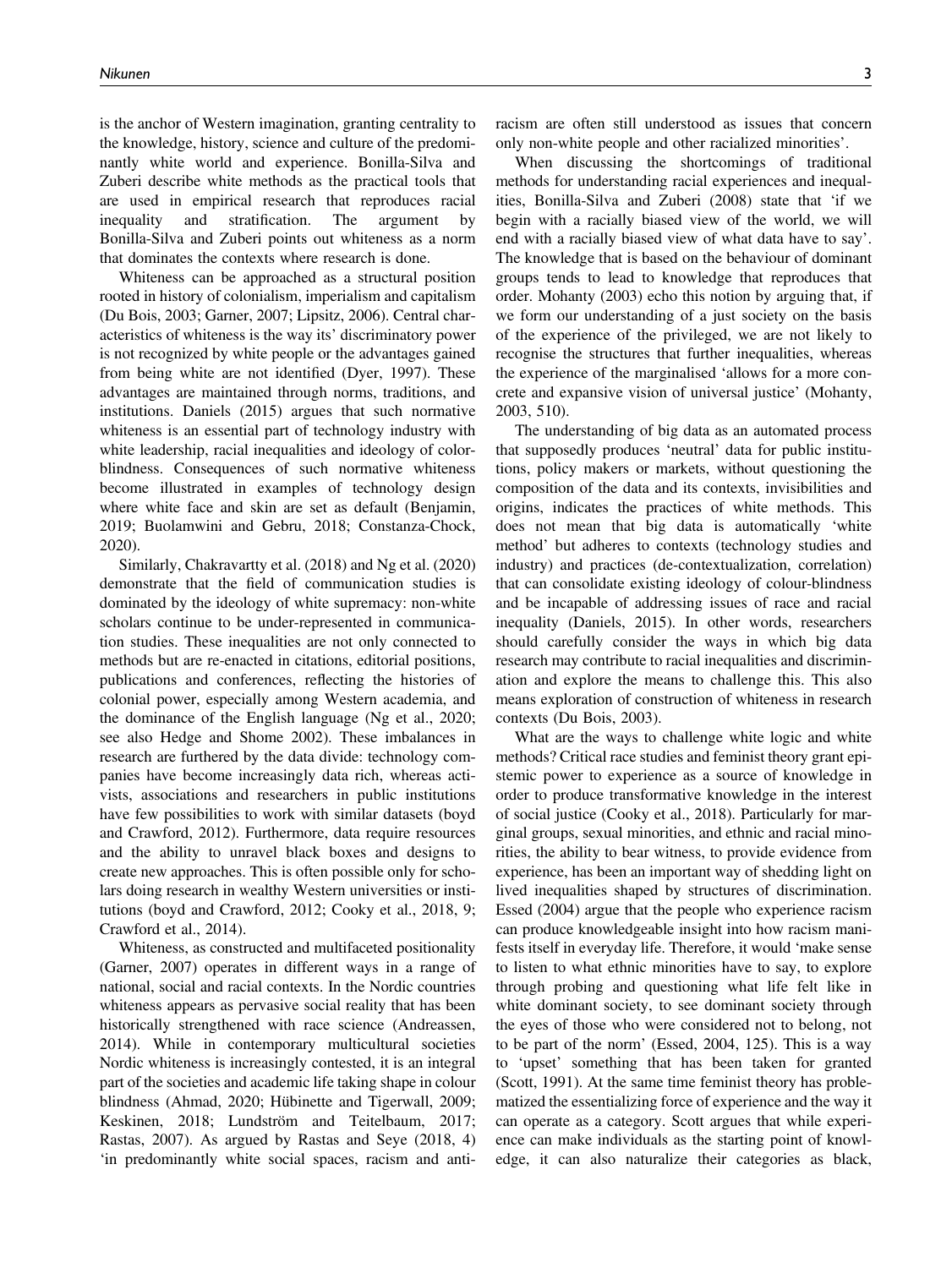is the anchor of Western imagination, granting centrality to the knowledge, history, science and culture of the predominantly white world and experience. Bonilla-Silva and Zuberi describe white methods as the practical tools that are used in empirical research that reproduces racial inequality and stratification. The argument by Bonilla-Silva and Zuberi points out whiteness as a norm that dominates the contexts where research is done.

Whiteness can be approached as a structural position rooted in history of colonialism, imperialism and capitalism (Du Bois, 2003; Garner, 2007; Lipsitz, 2006). Central characteristics of whiteness is the way its' discriminatory power is not recognized by white people or the advantages gained from being white are not identified (Dyer, 1997). These advantages are maintained through norms, traditions, and institutions. Daniels (2015) argues that such normative whiteness is an essential part of technology industry with white leadership, racial inequalities and ideology of colorblindness. Consequences of such normative whiteness become illustrated in examples of technology design where white face and skin are set as default (Benjamin, 2019; Buolamwini and Gebru, 2018; Constanza-Chock, 2020).

Similarly, Chakravartty et al. (2018) and Ng et al. (2020) demonstrate that the field of communication studies is dominated by the ideology of white supremacy: non-white scholars continue to be under-represented in communication studies. These inequalities are not only connected to methods but are re-enacted in citations, editorial positions, publications and conferences, reflecting the histories of colonial power, especially among Western academia, and the dominance of the English language (Ng et al., 2020; see also Hedge and Shome 2002). These imbalances in research are furthered by the data divide: technology companies have become increasingly data rich, whereas activists, associations and researchers in public institutions have few possibilities to work with similar datasets (boyd and Crawford, 2012). Furthermore, data require resources and the ability to unravel black boxes and designs to create new approaches. This is often possible only for scholars doing research in wealthy Western universities or institutions (boyd and Crawford, 2012; Cooky et al., 2018, 9; Crawford et al., 2014).

Whiteness, as constructed and multifaceted positionality (Garner, 2007) operates in different ways in a range of national, social and racial contexts. In the Nordic countries whiteness appears as pervasive social reality that has been historically strengthened with race science (Andreassen, 2014). While in contemporary multicultural societies Nordic whiteness is increasingly contested, it is an integral part of the societies and academic life taking shape in colour blindness (Ahmad, 2020; Hübinette and Tigerwall, 2009; Keskinen, 2018; Lundström and Teitelbaum, 2017; Rastas, 2007). As argued by Rastas and Seye (2018, 4) 'in predominantly white social spaces, racism and anti-racism are often still understood as issues that concern only non-white people and other racialized minorities'.

When discussing the shortcomings of traditional methods for understanding racial experiences and inequalities, Bonilla-Silva and Zuberi (2008) state that 'if we begin with a racially biased view of the world, we will end with a racially biased view of what data have to say'. The knowledge that is based on the behaviour of dominant groups tends to lead to knowledge that reproduces that order. Mohanty (2003) echo this notion by arguing that, if we form our understanding of a just society on the basis of the experience of the privileged, we are not likely to recognise the structures that further inequalities, whereas the experience of the marginalised 'allows for a more concrete and expansive vision of universal justice' (Mohanty, 2003, 510).

The understanding of big data as an automated process that supposedly produces 'neutral' data for public institutions, policy makers or markets, without questioning the composition of the data and its contexts, invisibilities and origins, indicates the practices of white methods. This does not mean that big data is automatically 'white method' but adheres to contexts (technology studies and industry) and practices (de-contextualization, correlation) that can consolidate existing ideology of colour-blindness and be incapable of addressing issues of race and racial inequality (Daniels, 2015). In other words, researchers should carefully consider the ways in which big data research may contribute to racial inequalities and discrimination and explore the means to challenge this. This also means exploration of construction of whiteness in research contexts (Du Bois, 2003).

What are the ways to challenge white logic and white methods? Critical race studies and feminist theory grant epistemic power to experience as a source of knowledge in order to produce transformative knowledge in the interest of social justice (Cooky et al., 2018). Particularly for marginal groups, sexual minorities, and ethnic and racial minorities, the ability to bear witness, to provide evidence from experience, has been an important way of shedding light on lived inequalities shaped by structures of discrimination. Essed (2004) argue that the people who experience racism can produce knowledgeable insight into how racism manifests itself in everyday life. Therefore, it would 'make sense to listen to what ethnic minorities have to say, to explore through probing and questioning what life felt like in white dominant society, to see dominant society through the eyes of those who were considered not to belong, not to be part of the norm' (Essed, 2004, 125). This is a way to 'upset' something that has been taken for granted (Scott, 1991). At the same time feminist theory has problematized the essentializing force of experience and the way it can operate as a category. Scott argues that while experience can make individuals as the starting point of knowledge, it can also naturalize their categories as black,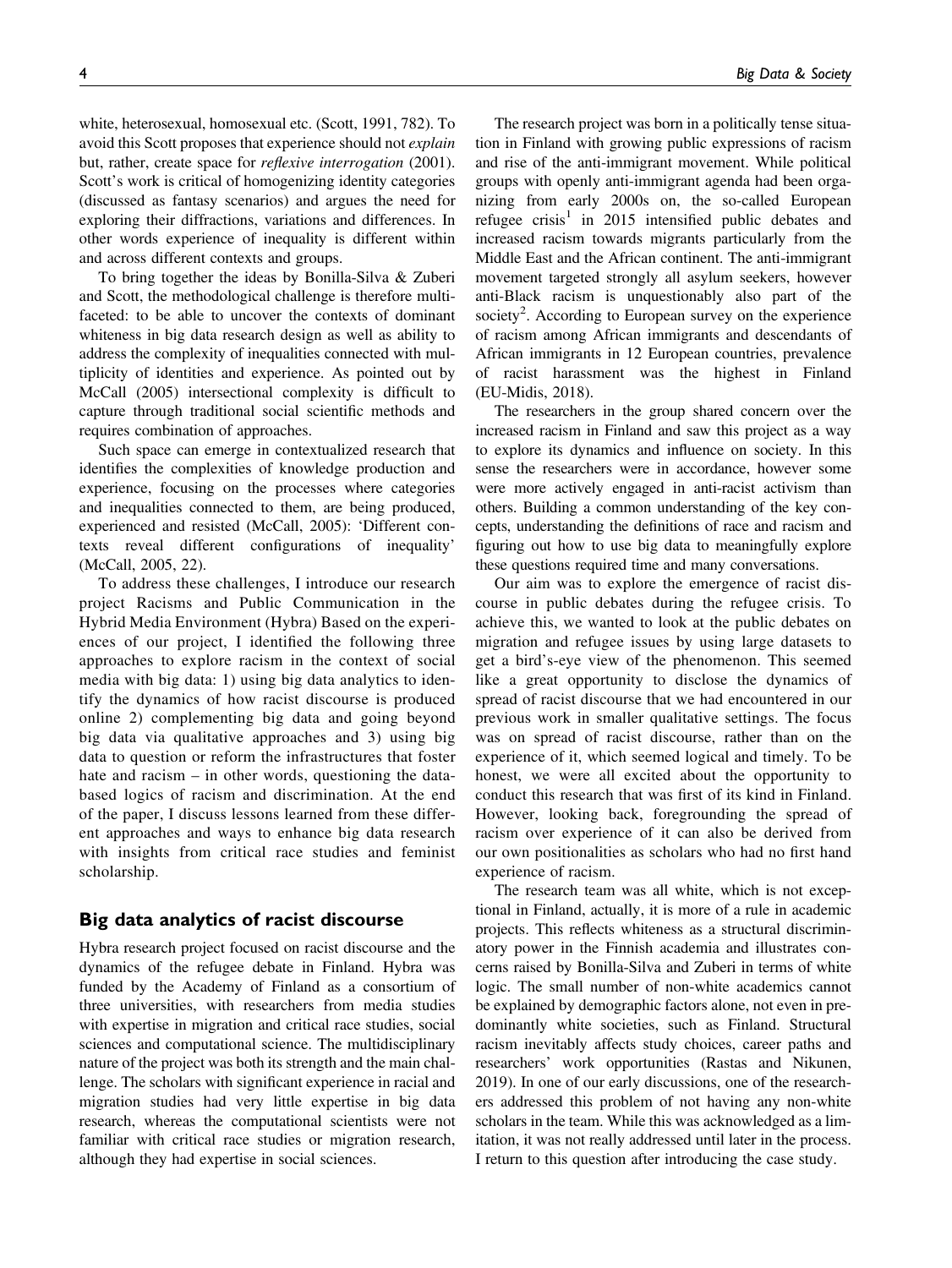white, heterosexual, homosexual etc. (Scott, 1991, 782). To avoid this Scott proposes that experience should not *explain* but, rather, create space for *reflexive interrogation* (2001). Scott's work is critical of homogenizing identity categories (discussed as fantasy scenarios) and argues the need for exploring their diffractions, variations and differences. In other words experience of inequality is different within and across different contexts and groups.

To bring together the ideas by Bonilla-Silva & Zuberi and Scott, the methodological challenge is therefore multifaceted: to be able to uncover the contexts of dominant whiteness in big data research design as well as ability to address the complexity of inequalities connected with multiplicity of identities and experience. As pointed out by McCall (2005) intersectional complexity is difficult to capture through traditional social scientific methods and requires combination of approaches.

Such space can emerge in contextualized research that identifies the complexities of knowledge production and experience, focusing on the processes where categories and inequalities connected to them, are being produced, experienced and resisted (McCall, 2005): 'Different contexts reveal different configurations of inequality' (McCall, 2005, 22).

To address these challenges, I introduce our research project Racisms and Public Communication in the Hybrid Media Environment (Hybra) Based on the experiences of our project, I identified the following three approaches to explore racism in the context of social media with big data: 1) using big data analytics to identify the dynamics of how racist discourse is produced online 2) complementing big data and going beyond big data via qualitative approaches and 3) using big data to question or reform the infrastructures that foster hate and racism – in other words, questioning the data-based logics of racism and discrimination. At the end of the paper, I discuss lessons learned from these different approaches and ways to enhance big data research with insights from critical race studies and feminist scholarship.

## Big data analytics of racist discourse

Hybra research project focused on racist discourse and the dynamics of the refugee debate in Finland. Hybra was funded by the Academy of Finland as a consortium of three universities, with researchers from media studies with expertise in migration and critical race studies, social sciences and computational science. The multidisciplinary nature of the project was both its strength and the main challenge. The scholars with significant experience in racial and migration studies had very little expertise in big data research, whereas the computational scientists were not familiar with critical race studies or migration research, although they had expertise in social sciences.

The research project was born in a politically tense situation in Finland with growing public expressions of racism and rise of the anti-immigrant movement. While political groups with openly anti-immigrant agenda had been organizing from early 2000s on, the so-called European refugee crisis[1] in 2015 intensified public debates and increased racism towards migrants particularly from the Middle East and the African continent. The anti-immigrant movement targeted strongly all asylum seekers, however anti-Black racism is unquestionably also part of the society[2]. According to European survey on the experience of racism among African immigrants and descendants of African immigrants in 12 European countries, prevalence of racist harassment was the highest in Finland (EU-Midis, 2018).

The researchers in the group shared concern over the increased racism in Finland and saw this project as a way to explore its dynamics and influence on society. In this sense the researchers were in accordance, however some were more actively engaged in anti-racist activism than others. Building a common understanding of the key concepts, understanding the definitions of race and racism and figuring out how to use big data to meaningfully explore these questions required time and many conversations.

Our aim was to explore the emergence of racist discourse in public debates during the refugee crisis. To achieve this, we wanted to look at the public debates on migration and refugee issues by using large datasets to get a bird's-eye view of the phenomenon. This seemed like a great opportunity to disclose the dynamics of spread of racist discourse that we had encountered in our previous work in smaller qualitative settings. The focus was on spread of racist discourse, rather than on the experience of it, which seemed logical and timely. To be honest, we were all excited about the opportunity to conduct this research that was first of its kind in Finland. However, looking back, foregrounding the spread of racism over experience of it can also be derived from our own positionalities as scholars who had no first hand experience of racism.

The research team was all white, which is not exceptional in Finland, actually, it is more of a rule in academic projects. This reflects whiteness as a structural discriminatory power in the Finnish academia and illustrates concerns raised by Bonilla-Silva and Zuberi in terms of white logic. The small number of non-white academics cannot be explained by demographic factors alone, not even in predominantly white societies, such as Finland. Structural racism inevitably affects study choices, career paths and researchers' work opportunities (Rastas and Nikunen, 2019). In one of our early discussions, one of the researchers addressed this problem of not having any non-white scholars in the team. While this was acknowledged as a limitation, it was not really addressed until later in the process. I return to this question after introducing the case study.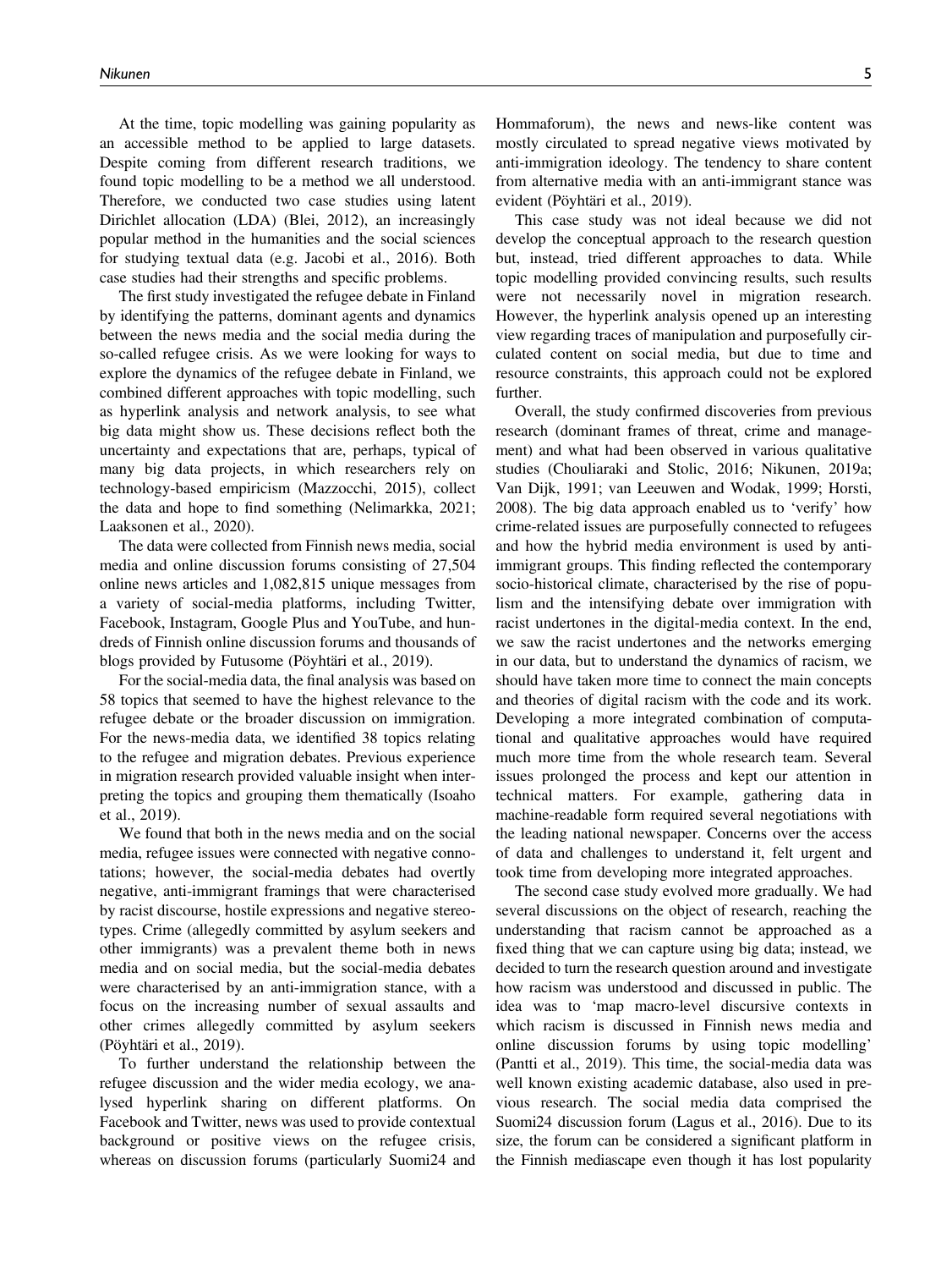At the time, topic modelling was gaining popularity as an accessible method to be applied to large datasets. Despite coming from different research traditions, we found topic modelling to be a method we all understood. Therefore, we conducted two case studies using latent Dirichlet allocation (LDA) (Blei, 2012), an increasingly popular method in the humanities and the social sciences for studying textual data (e.g. Jacobi et al., 2016). Both case studies had their strengths and specific problems.

The first study investigated the refugee debate in Finland by identifying the patterns, dominant agents and dynamics between the news media and the social media during the so-called refugee crisis. As we were looking for ways to explore the dynamics of the refugee debate in Finland, we combined different approaches with topic modelling, such as hyperlink analysis and network analysis, to see what big data might show us. These decisions reflect both the uncertainty and expectations that are, perhaps, typical of many big data projects, in which researchers rely on technology-based empiricism (Mazzocchi, 2015), collect the data and hope to find something (Nelimarkka, 2021; Laaksonen et al., 2020).

The data were collected from Finnish news media, social media and online discussion forums consisting of 27,504 online news articles and 1,082,815 unique messages from a variety of social-media platforms, including Twitter, Facebook, Instagram, Google Plus and YouTube, and hundreds of Finnish online discussion forums and thousands of blogs provided by Futusome (Pöyhtäri et al., 2019).

For the social-media data, the final analysis was based on 58 topics that seemed to have the highest relevance to the refugee debate or the broader discussion on immigration. For the news-media data, we identified 38 topics relating to the refugee and migration debates. Previous experience in migration research provided valuable insight when interpreting the topics and grouping them thematically (Isoaho et al., 2019).

We found that both in the news media and on the social media, refugee issues were connected with negative connotations; however, the social-media debates had overtly negative, anti-immigrant framings that were characterised by racist discourse, hostile expressions and negative stereotypes. Crime (allegedly committed by asylum seekers and other immigrants) was a prevalent theme both in news media and on social media, but the social-media debates were characterised by an anti-immigration stance, with a focus on the increasing number of sexual assaults and other crimes allegedly committed by asylum seekers (Pöyhtäri et al., 2019).

To further understand the relationship between the refugee discussion and the wider media ecology, we analysed hyperlink sharing on different platforms. On Facebook and Twitter, news was used to provide contextual background or positive views on the refugee crisis, whereas on discussion forums (particularly Suomi24 and Hommaforum), the news and news-like content was mostly circulated to spread negative views motivated by anti-immigration ideology. The tendency to share content from alternative media with an anti-immigrant stance was evident (Pöyhtäri et al., 2019).

This case study was not ideal because we did not develop the conceptual approach to the research question but, instead, tried different approaches to data. While topic modelling provided convincing results, such results were not necessarily novel in migration research. However, the hyperlink analysis opened up an interesting view regarding traces of manipulation and purposefully circulated content on social media, but due to time and resource constraints, this approach could not be explored further.

Overall, the study confirmed discoveries from previous research (dominant frames of threat, crime and management) and what had been observed in various qualitative studies (Chouliaraki and Stolic, 2016; Nikunen, 2019a; Van Dijk, 1991; van Leeuwen and Wodak, 1999; Horsti, 2008). The big data approach enabled us to 'verify' how crime-related issues are purposefully connected to refugees and how the hybrid media environment is used by anti-immigrant groups. This finding reflected the contemporary socio-historical climate, characterised by the rise of populism and the intensifying debate over immigration with racist undertones in the digital-media context. In the end, we saw the racist undertones and the networks emerging in our data, but to understand the dynamics of racism, we should have taken more time to connect the main concepts and theories of digital racism with the code and its work. Developing a more integrated combination of computational and qualitative approaches would have required much more time from the whole research team. Several issues prolonged the process and kept our attention in technical matters. For example, gathering data in machine-readable form required several negotiations with the leading national newspaper. Concerns over the access of data and challenges to understand it, felt urgent and took time from developing more integrated approaches.

The second case study evolved more gradually. We had several discussions on the object of research, reaching the understanding that racism cannot be approached as a fixed thing that we can capture using big data; instead, we decided to turn the research question around and investigate how racism was understood and discussed in public. The idea was to 'map macro-level discursive contexts in which racism is discussed in Finnish news media and online discussion forums by using topic modelling' (Pantti et al., 2019). This time, the social-media data was well known existing academic database, also used in previous research. The social media data comprised the Suomi24 discussion forum (Lagus et al., 2016). Due to its size, the forum can be considered a significant platform in the Finnish mediascape even though it has lost popularity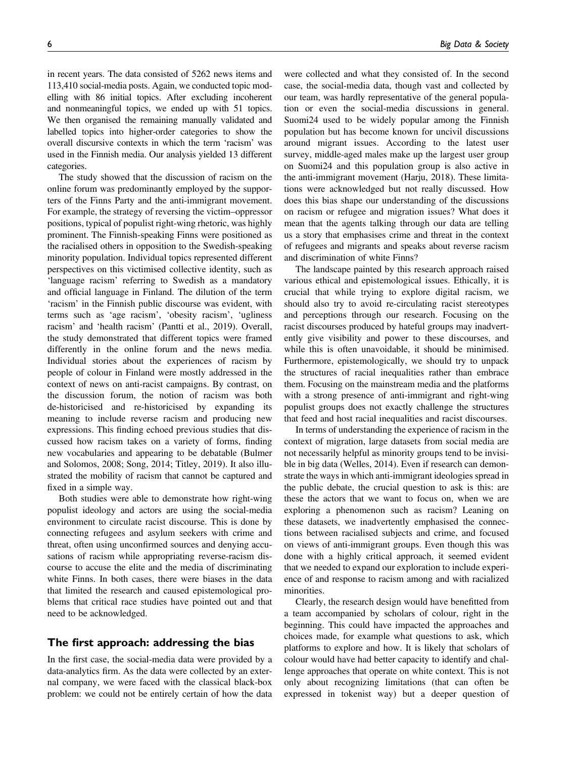in recent years. The data consisted of 5262 news items and 113,410 social-media posts. Again, we conducted topic modelling with 86 initial topics. After excluding incoherent and nonmeaningful topics, we ended up with 51 topics. We then organised the remaining manually validated and labelled topics into higher-order categories to show the overall discursive contexts in which the term 'racism' was used in the Finnish media. Our analysis yielded 13 different categories.

The study showed that the discussion of racism on the online forum was predominantly employed by the supporters of the Finns Party and the anti-immigrant movement. For example, the strategy of reversing the victim–oppressor positions, typical of populist right-wing rhetoric, was highly prominent. The Finnish-speaking Finns were positioned as the racialised others in opposition to the Swedish-speaking minority population. Individual topics represented different perspectives on this victimised collective identity, such as 'language racism' referring to Swedish as a mandatory and official language in Finland. The dilution of the term 'racism' in the Finnish public discourse was evident, with terms such as 'age racism', 'obesity racism', 'ugliness racism' and 'health racism' (Pantti et al., 2019). Overall, the study demonstrated that different topics were framed differently in the online forum and the news media. Individual stories about the experiences of racism by people of colour in Finland were mostly addressed in the context of news on anti-racist campaigns. By contrast, on the discussion forum, the notion of racism was both de-historicised and re-historicised by expanding its meaning to include reverse racism and producing new expressions. This finding echoed previous studies that discussed how racism takes on a variety of forms, finding new vocabularies and appearing to be debatable (Bulmer and Solomos, 2008; Song, 2014; Titley, 2019). It also illustrated the mobility of racism that cannot be captured and fixed in a simple way.

Both studies were able to demonstrate how right-wing populist ideology and actors are using the social-media environment to circulate racist discourse. This is done by connecting refugees and asylum seekers with crime and threat, often using unconfirmed sources and denying accusations of racism while appropriating reverse-racism discourse to accuse the elite and the media of discriminating white Finns. In both cases, there were biases in the data that limited the research and caused epistemological problems that critical race studies have pointed out and that need to be acknowledged.

## The first approach: addressing the bias

In the first case, the social-media data were provided by a data-analytics firm. As the data were collected by an external company, we were faced with the classical black-box problem: we could not be entirely certain of how the data were collected and what they consisted of. In the second case, the social-media data, though vast and collected by our team, was hardly representative of the general population or even the social-media discussions in general. Suomi24 used to be widely popular among the Finnish population but has become known for uncivil discussions around migrant issues. According to the latest user survey, middle-aged males make up the largest user group on Suomi24 and this population group is also active in the anti-immigrant movement (Harju, 2018). These limitations were acknowledged but not really discussed. How does this bias shape our understanding of the discussions on racism or refugee and migration issues? What does it mean that the agents talking through our data are telling us a story that emphasises crime and threat in the context of refugees and migrants and speaks about reverse racism and discrimination of white Finns?

The landscape painted by this research approach raised various ethical and epistemological issues. Ethically, it is crucial that while trying to explore digital racism, we should also try to avoid re-circulating racist stereotypes and perceptions through our research. Focusing on the racist discourses produced by hateful groups may inadvertently give visibility and power to these discourses, and while this is often unavoidable, it should be minimised. Furthermore, epistemologically, we should try to unpack the structures of racial inequalities rather than embrace them. Focusing on the mainstream media and the platforms with a strong presence of anti-immigrant and right-wing populist groups does not exactly challenge the structures that feed and host racial inequalities and racist discourses.

In terms of understanding the experience of racism in the context of migration, large datasets from social media are not necessarily helpful as minority groups tend to be invisible in big data (Welles, 2014). Even if research can demonstrate the ways in which anti-immigrant ideologies spread in the public debate, the crucial question to ask is this: are these the actors that we want to focus on, when we are exploring a phenomenon such as racism? Leaning on these datasets, we inadvertently emphasised the connections between racialised subjects and crime, and focused on views of anti-immigrant groups. Even though this was done with a highly critical approach, it seemed evident that we needed to expand our exploration to include experience of and response to racism among and with racialized minorities.

Clearly, the research design would have benefitted from a team accompanied by scholars of colour, right in the beginning. This could have impacted the approaches and choices made, for example what questions to ask, which platforms to explore and how. It is likely that scholars of colour would have had better capacity to identify and challenge approaches that operate on white context. This is not only about recognizing limitations (that can often be expressed in tokenist way) but a deeper question of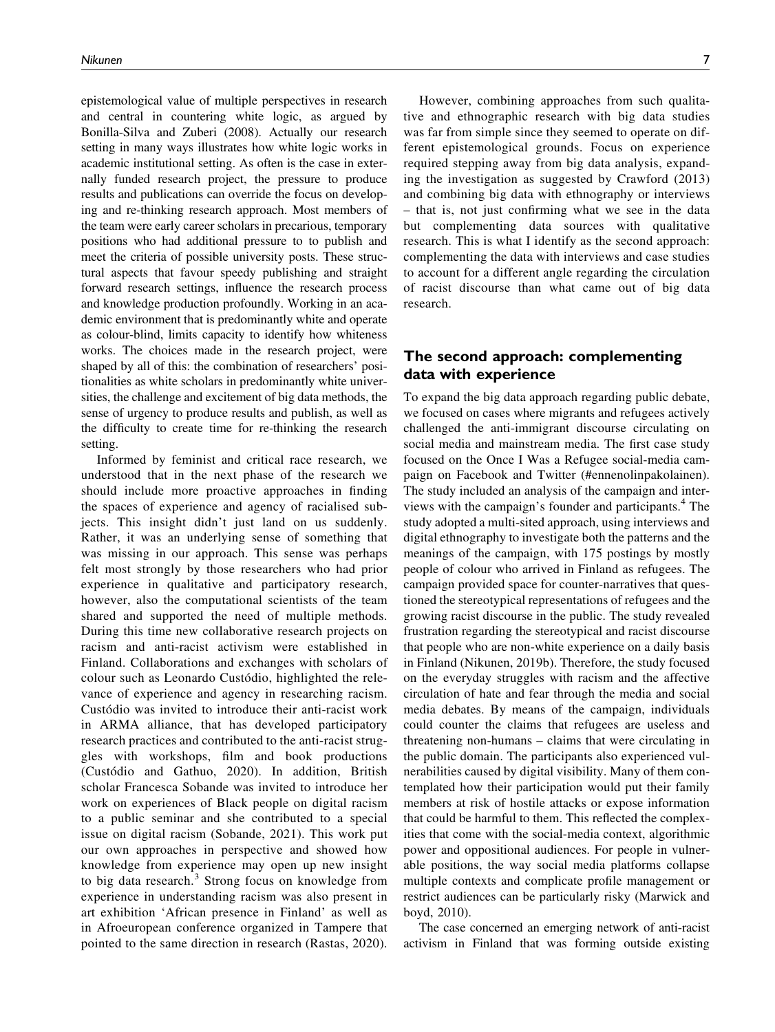epistemological value of multiple perspectives in research and central in countering white logic, as argued by Bonilla-Silva and Zuberi (2008). Actually our research setting in many ways illustrates how white logic works in academic institutional setting. As often is the case in externally funded research project, the pressure to produce results and publications can override the focus on developing and re-thinking research approach. Most members of the team were early career scholars in precarious, temporary positions who had additional pressure to to publish and meet the criteria of possible university posts. These structural aspects that favour speedy publishing and straight forward research settings, influence the research process and knowledge production profoundly. Working in an academic environment that is predominantly white and operate as colour-blind, limits capacity to identify how whiteness works. The choices made in the research project, were shaped by all of this: the combination of researchers' positionalities as white scholars in predominantly white universities, the challenge and excitement of big data methods, the sense of urgency to produce results and publish, as well as the difficulty to create time for re-thinking the research setting.

Informed by feminist and critical race research, we understood that in the next phase of the research we should include more proactive approaches in finding the spaces of experience and agency of racialised subjects. This insight didn't just land on us suddenly. Rather, it was an underlying sense of something that was missing in our approach. This sense was perhaps felt most strongly by those researchers who had prior experience in qualitative and participatory research, however, also the computational scientists of the team shared and supported the need of multiple methods. During this time new collaborative research projects on racism and anti-racist activism were established in Finland. Collaborations and exchanges with scholars of colour such as Leonardo Custódio, highlighted the relevance of experience and agency in researching racism. Custódio was invited to introduce their anti-racist work in ARMA alliance, that has developed participatory research practices and contributed to the anti-racist struggles with workshops, film and book productions (Custódio and Gathuo, 2020). In addition, British scholar Francesca Sobande was invited to introduce her work on experiences of Black people on digital racism to a public seminar and she contributed to a special issue on digital racism (Sobande, 2021). This work put our own approaches in perspective and showed how knowledge from experience may open up new insight to big data research.[3] Strong focus on knowledge from experience in understanding racism was also present in art exhibition 'African presence in Finland' as well as in Afroeuropean conference organized in Tampere that pointed to the same direction in research (Rastas, 2020).

However, combining approaches from such qualitative and ethnographic research with big data studies was far from simple since they seemed to operate on different epistemological grounds. Focus on experience required stepping away from big data analysis, expanding the investigation as suggested by Crawford (2013) and combining big data with ethnography or interviews – that is, not just confirming what we see in the data but complementing data sources with qualitative research. This is what I identify as the second approach: complementing the data with interviews and case studies to account for a different angle regarding the circulation of racist discourse than what came out of big data research.

## The second approach: complementing data with experience

To expand the big data approach regarding public debate, we focused on cases where migrants and refugees actively challenged the anti-immigrant discourse circulating on social media and mainstream media. The first case study focused on the Once I Was a Refugee social-media campaign on Facebook and Twitter (#ennenolinpakolainen). The study included an analysis of the campaign and interviews with the campaign's founder and participants.[4] The study adopted a multi-sited approach, using interviews and digital ethnography to investigate both the patterns and the meanings of the campaign, with 175 postings by mostly people of colour who arrived in Finland as refugees. The campaign provided space for counter-narratives that questioned the stereotypical representations of refugees and the growing racist discourse in the public. The study revealed frustration regarding the stereotypical and racist discourse that people who are non-white experience on a daily basis in Finland (Nikunen, 2019b). Therefore, the study focused on the everyday struggles with racism and the affective circulation of hate and fear through the media and social media debates. By means of the campaign, individuals could counter the claims that refugees are useless and threatening non-humans – claims that were circulating in the public domain. The participants also experienced vulnerabilities caused by digital visibility. Many of them contemplated how their participation would put their family members at risk of hostile attacks or expose information that could be harmful to them. This reflected the complexities that come with the social-media context, algorithmic power and oppositional audiences. For people in vulnerable positions, the way social media platforms collapse multiple contexts and complicate profile management or restrict audiences can be particularly risky (Marwick and boyd, 2010).

The case concerned an emerging network of anti-racist activism in Finland that was forming outside existing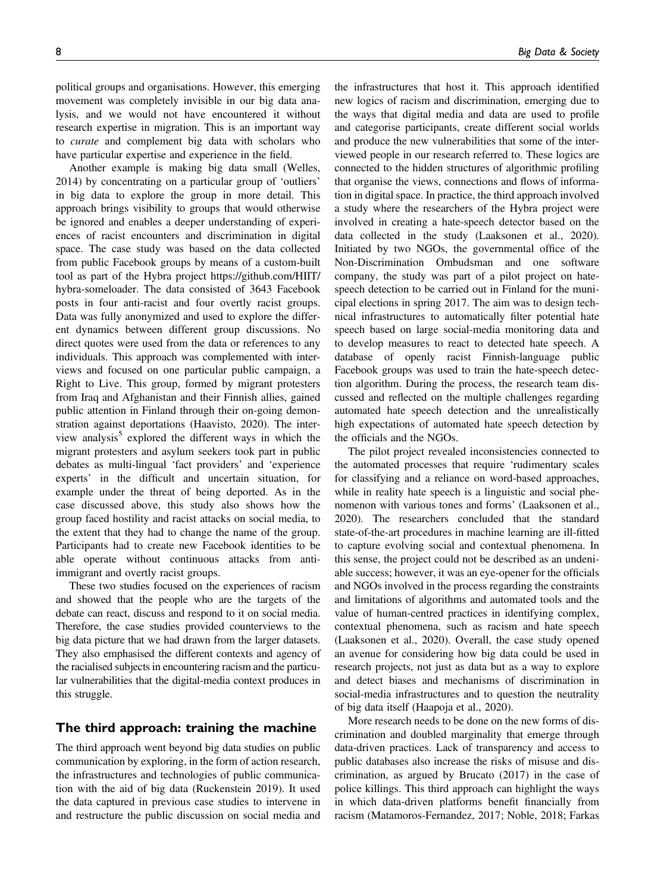political groups and organisations. However, this emerging movement was completely invisible in our big data analysis, and we would not have encountered it without research expertise in migration. This is an important way to *curate* and complement big data with scholars who have particular expertise and experience in the field.

Another example is making big data small (Welles, 2014) by concentrating on a particular group of 'outliers' in big data to explore the group in more detail. This approach brings visibility to groups that would otherwise be ignored and enables a deeper understanding of experiences of racist encounters and discrimination in digital space. The case study was based on the data collected from public Facebook groups by means of a custom-built tool as part of the Hybra project https://github.com/HIIT/hybra-someloader. The data consisted of 3643 Facebook posts in four anti-racist and four overtly racist groups. Data was fully anonymized and used to explore the different dynamics between different group discussions. No direct quotes were used from the data or references to any individuals. This approach was complemented with interviews and focused on one particular public campaign, a Right to Live. This group, formed by migrant protesters from Iraq and Afghanistan and their Finnish allies, gained public attention in Finland through their on-going demonstration against deportations (Haavisto, 2020). The interview analysis[5] explored the different ways in which the migrant protesters and asylum seekers took part in public debates as multi-lingual 'fact providers' and 'experience experts' in the difficult and uncertain situation, for example under the threat of being deported. As in the case discussed above, this study also shows how the group faced hostility and racist attacks on social media, to the extent that they had to change the name of the group. Participants had to create new Facebook identities to be able operate without continuous attacks from anti-immigrant and overtly racist groups.

These two studies focused on the experiences of racism and showed that the people who are the targets of the debate can react, discuss and respond to it on social media. Therefore, the case studies provided counterviews to the big data picture that we had drawn from the larger datasets. They also emphasised the different contexts and agency of the racialised subjects in encountering racism and the particular vulnerabilities that the digital-media context produces in this struggle.

## The third approach: training the machine

The third approach went beyond big data studies on public communication by exploring, in the form of action research, the infrastructures and technologies of public communication with the aid of big data (Ruckenstein 2019). It used the data captured in previous case studies to intervene in and restructure the public discussion on social media and the infrastructures that host it. This approach identified new logics of racism and discrimination, emerging due to the ways that digital media and data are used to profile and categorise participants, create different social worlds and produce the new vulnerabilities that some of the interviewed people in our research referred to. These logics are connected to the hidden structures of algorithmic profiling that organise the views, connections and flows of information in digital space. In practice, the third approach involved a study where the researchers of the Hybra project were involved in creating a hate-speech detector based on the data collected in the study (Laaksonen et al., 2020). Initiated by two NGOs, the governmental office of the Non-Discrimination Ombudsman and one software company, the study was part of a pilot project on hate-speech detection to be carried out in Finland for the municipal elections in spring 2017. The aim was to design technical infrastructures to automatically filter potential hate speech based on large social-media monitoring data and to develop measures to react to detected hate speech. A database of openly racist Finnish-language public Facebook groups was used to train the hate-speech detection algorithm. During the process, the research team discussed and reflected on the multiple challenges regarding automated hate speech detection and the unrealistically high expectations of automated hate speech detection by the officials and the NGOs.

The pilot project revealed inconsistencies connected to the automated processes that require 'rudimentary scales for classifying and a reliance on word-based approaches, while in reality hate speech is a linguistic and social phenomenon with various tones and forms' (Laaksonen et al., 2020). The researchers concluded that the standard state-of-the-art procedures in machine learning are ill-fitted to capture evolving social and contextual phenomena. In this sense, the project could not be described as an undeniable success; however, it was an eye-opener for the officials and NGOs involved in the process regarding the constraints and limitations of algorithms and automated tools and the value of human-centred practices in identifying complex, contextual phenomena, such as racism and hate speech (Laaksonen et al., 2020). Overall, the case study opened an avenue for considering how big data could be used in research projects, not just as data but as a way to explore and detect biases and mechanisms of discrimination in social-media infrastructures and to question the neutrality of big data itself (Haapoja et al., 2020).

More research needs to be done on the new forms of discrimination and doubled marginality that emerge through data-driven practices. Lack of transparency and access to public databases also increase the risks of misuse and discrimination, as argued by Brucato (2017) in the case of police killings. This third approach can highlight the ways in which data-driven platforms benefit financially from racism (Matamoros-Fernandez, 2017; Noble, 2018; Farkas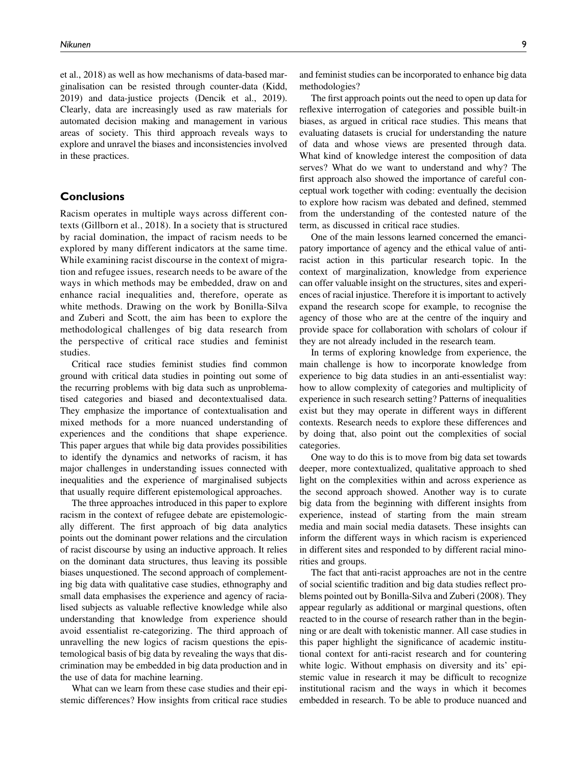et al., 2018) as well as how mechanisms of data-based marginalisation can be resisted through counter-data (Kidd, 2019) and data-justice projects (Dencik et al., 2019). Clearly, data are increasingly used as raw materials for automated decision making and management in various areas of society. This third approach reveals ways to explore and unravel the biases and inconsistencies involved in these practices.

## Conclusions

Racism operates in multiple ways across different contexts (Gillborn et al., 2018). In a society that is structured by racial domination, the impact of racism needs to be explored by many different indicators at the same time. While examining racist discourse in the context of migration and refugee issues, research needs to be aware of the ways in which methods may be embedded, draw on and enhance racial inequalities and, therefore, operate as white methods. Drawing on the work by Bonilla-Silva and Zuberi and Scott, the aim has been to explore the methodological challenges of big data research from the perspective of critical race studies and feminist studies.

Critical race studies feminist studies find common ground with critical data studies in pointing out some of the recurring problems with big data such as unproblematised categories and biased and decontextualised data. They emphasize the importance of contextualisation and mixed methods for a more nuanced understanding of experiences and the conditions that shape experience. This paper argues that while big data provides possibilities to identify the dynamics and networks of racism, it has major challenges in understanding issues connected with inequalities and the experience of marginalised subjects that usually require different epistemological approaches.

The three approaches introduced in this paper to explore racism in the context of refugee debate are epistemologically different. The first approach of big data analytics points out the dominant power relations and the circulation of racist discourse by using an inductive approach. It relies on the dominant data structures, thus leaving its possible biases unquestioned. The second approach of complementing big data with qualitative case studies, ethnography and small data emphasises the experience and agency of racialised subjects as valuable reflective knowledge while also understanding that knowledge from experience should avoid essentialist re-categorizing. The third approach of unravelling the new logics of racism questions the epistemological basis of big data by revealing the ways that discrimination may be embedded in big data production and in the use of data for machine learning.

What can we learn from these case studies and their epistemic differences? How insights from critical race studies and feminist studies can be incorporated to enhance big data methodologies?

The first approach points out the need to open up data for reflexive interrogation of categories and possible built-in biases, as argued in critical race studies. This means that evaluating datasets is crucial for understanding the nature of data and whose views are presented through data. What kind of knowledge interest the composition of data serves? What do we want to understand and why? The first approach also showed the importance of careful conceptual work together with coding: eventually the decision to explore how racism was debated and defined, stemmed from the understanding of the contested nature of the term, as discussed in critical race studies.

One of the main lessons learned concerned the emancipatory importance of agency and the ethical value of anti-racist action in this particular research topic. In the context of marginalization, knowledge from experience can offer valuable insight on the structures, sites and experiences of racial injustice. Therefore it is important to actively expand the research scope for example, to recognise the agency of those who are at the centre of the inquiry and provide space for collaboration with scholars of colour if they are not already included in the research team.

In terms of exploring knowledge from experience, the main challenge is how to incorporate knowledge from experience to big data studies in an anti-essentialist way: how to allow complexity of categories and multiplicity of experience in such research setting? Patterns of inequalities exist but they may operate in different ways in different contexts. Research needs to explore these differences and by doing that, also point out the complexities of social categories.

One way to do this is to move from big data set towards deeper, more contextualized, qualitative approach to shed light on the complexities within and across experience as the second approach showed. Another way is to curate big data from the beginning with different insights from experience, instead of starting from the main stream media and main social media datasets. These insights can inform the different ways in which racism is experienced in different sites and responded to by different racial minorities and groups.

The fact that anti-racist approaches are not in the centre of social scientific tradition and big data studies reflect problems pointed out by Bonilla-Silva and Zuberi (2008). They appear regularly as additional or marginal questions, often reacted to in the course of research rather than in the beginning or are dealt with tokenistic manner. All case studies in this paper highlight the significance of academic institutional context for anti-racist research and for countering white logic. Without emphasis on diversity and its' epistemic value in research it may be difficult to recognize institutional racism and the ways in which it becomes embedded in research. To be able to produce nuanced and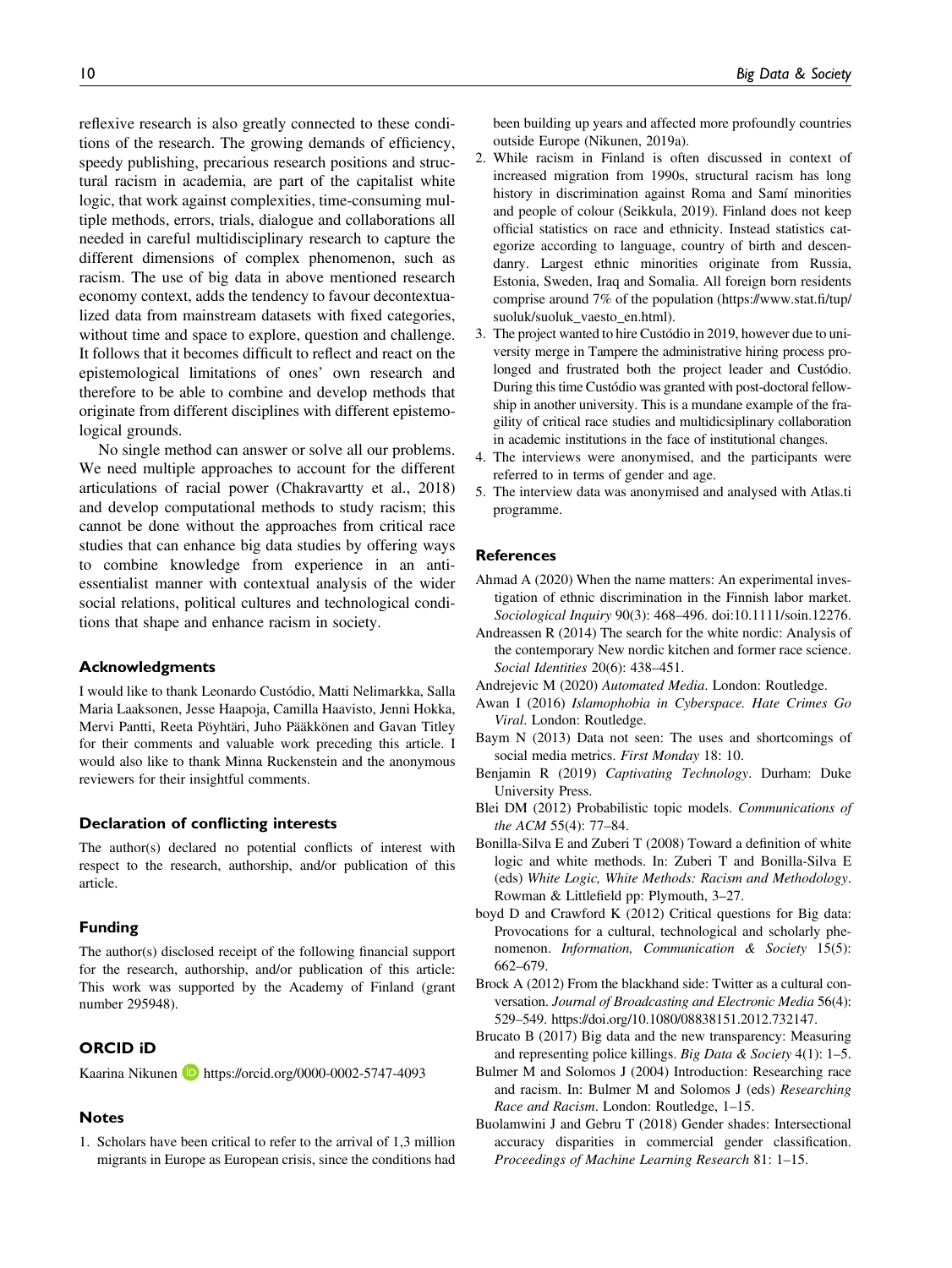reflexive research is also greatly connected to these conditions of the research. The growing demands of efficiency, speedy publishing, precarious research positions and structural racism in academia, are part of the capitalist white logic, that work against complexities, time-consuming multiple methods, errors, trials, dialogue and collaborations all needed in careful multidisciplinary research to capture the different dimensions of complex phenomenon, such as racism. The use of big data in above mentioned research economy context, adds the tendency to favour decontextualized data from mainstream datasets with fixed categories, without time and space to explore, question and challenge. It follows that it becomes difficult to reflect and react on the epistemological limitations of ones' own research and therefore to be able to combine and develop methods that originate from different disciplines with different epistemological grounds.

No single method can answer or solve all our problems. We need multiple approaches to account for the different articulations of racial power (Chakravartty et al., 2018) and develop computational methods to study racism; this cannot be done without the approaches from critical race studies that can enhance big data studies by offering ways to combine knowledge from experience in an anti-essentialist manner with contextual analysis of the wider social relations, political cultures and technological conditions that shape and enhance racism in society.

## Acknowledgments

I would like to thank Leonardo Custódio, Matti Nelimarkka, Salla Maria Laaksonen, Jesse Haapoja, Camilla Haavisto, Jenni Hokka, Mervi Pantti, Reeta Pöyhtäri, Juho Pääkkönen and Gavan Titley for their comments and valuable work preceding this article. I would also like to thank Minna Ruckenstein and the anonymous reviewers for their insightful comments.

## Declaration of conflicting interests

The author(s) declared no potential conflicts of interest with respect to the research, authorship, and/or publication of this article.

## Funding

The author(s) disclosed receipt of the following financial support for the research, authorship, and/or publication of this article: This work was supported by the Academy of Finland (grant number 295948).

## ORCID iD

Kaarina Nikunen https://orcid.org/0000-0002-5747-4093

## Notes

1. Scholars have been critical to refer to the arrival of 1,3 million migrants in Europe as European crisis, since the conditions had been building up years and affected more profoundly countries outside Europe (Nikunen, 2019a).
2. While racism in Finland is often discussed in context of increased migration from 1990s, structural racism has long history in discrimination against Roma and Samí minorities and people of colour (Seikkula, 2019). Finland does not keep official statistics on race and ethnicity. Instead statistics categorize according to language, country of birth and descendanry. Largest ethnic minorities originate from Russia, Estonia, Sweden, Iraq and Somalia. All foreign born residents comprise around 7% of the population (https://www.stat.fi/tup/suoluk/suoluk_vaesto_en.html).
3. The project wanted to hire Custódio in 2019, however due to university merge in Tampere the administrative hiring process prolonged and frustrated both the project leader and Custódio. During this time Custódio was granted with post-doctoral fellowship in another university. This is a mundane example of the fragility of critical race studies and multidicsiplinary collaboration in academic institutions in the face of institutional changes.
4. The interviews were anonymised, and the participants were referred to in terms of gender and age.
5. The interview data was anonymised and analysed with Atlas.ti programme.

## References

Ahmad A (2020) When the name matters: An experimental investigation of ethnic discrimination in the Finnish labor market. *Sociological Inquiry* 90(3): 468–496. doi:10.1111/soin.12276.

Andreassen R (2014) The search for the white nordic: Analysis of the contemporary New nordic kitchen and former race science. *Social Identities* 20(6): 438–451.

Andrejevic M (2020) *Automated Media*. London: Routledge.

Awan I (2016) *Islamophobia in Cyberspace. Hate Crimes Go Viral*. London: Routledge.

Baym N (2013) Data not seen: The uses and shortcomings of social media metrics. *First Monday* 18: 10.

Benjamin R (2019) *Captivating Technology*. Durham: Duke University Press.

Blei DM (2012) Probabilistic topic models. *Communications of the ACM* 55(4): 77–84.

Bonilla-Silva E and Zuberi T (2008) Toward a definition of white logic and white methods. In: Zuberi T and Bonilla-Silva E (eds) *White Logic, White Methods: Racism and Methodology*. Rowman & Littlefield pp: Plymouth, 3–27.

boyd D and Crawford K (2012) Critical questions for Big data: Provocations for a cultural, technological and scholarly phenomenon. *Information, Communication & Society* 15(5): 662–679.

Brock A (2012) From the blackhand side: Twitter as a cultural conversation. *Journal of Broadcasting and Electronic Media* 56(4): 529–549. https://doi.org/10.1080/08838151.2012.732147.

Brucato B (2017) Big data and the new transparency: Measuring and representing police killings. *Big Data & Society* 4(1): 1–5.

Bulmer M and Solomos J (2004) Introduction: Researching race and racism. In: Bulmer M and Solomos J (eds) *Researching Race and Racism*. London: Routledge, 1–15.

Buolamwini J and Gebru T (2018) Gender shades: Intersectional accuracy disparities in commercial gender classification. *Proceedings of Machine Learning Research* 81: 1–15.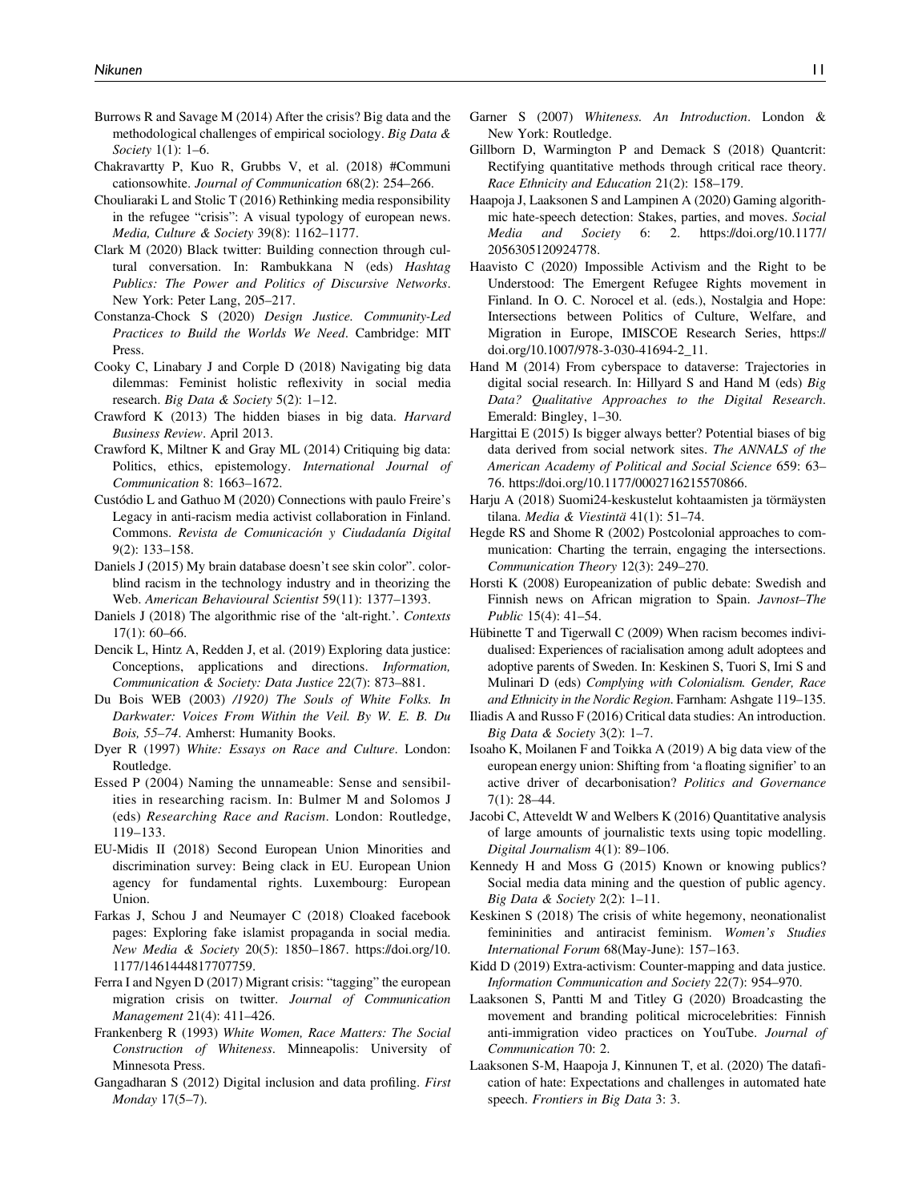Burrows R and Savage M (2014) After the crisis? Big data and the methodological challenges of empirical sociology. *Big Data & Society* 1(1): 1–6.

Chakravartty P, Kuo R, Grubbs V, et al. (2018) #Communicationsowhite. *Journal of Communication* 68(2): 254–266.

Chouliaraki L and Stolic T (2016) Rethinking media responsibility in the refugee "crisis": A visual typology of european news. *Media, Culture & Society* 39(8): 1162–1177.

Clark M (2020) Black twitter: Building connection through cultural conversation. In: Rambukkana N (eds) *Hashtag Publics: The Power and Politics of Discursive Networks*. New York: Peter Lang, 205–217.

Constanza-Chock S (2020) *Design Justice. Community-Led Practices to Build the Worlds We Need*. Cambridge: MIT Press.

Cooky C, Linabary J and Corple D (2018) Navigating big data dilemmas: Feminist holistic reflexivity in social media research. *Big Data & Society* 5(2): 1–12.

Crawford K (2013) The hidden biases in big data. *Harvard Business Review*. April 2013.

Crawford K, Miltner K and Gray ML (2014) Critiquing big data: Politics, ethics, epistemology. *International Journal of Communication* 8: 1663–1672.

Custódio L and Gathuo M (2020) Connections with paulo Freire's Legacy in anti-racism media activist collaboration in Finland. Commons. *Revista de Comunicación y Ciudadanía Digital* 9(2): 133–158.

Daniels J (2015) My brain database doesn't see skin color". colorblind racism in the technology industry and in theorizing the Web. *American Behavioural Scientist* 59(11): 1377–1393.

Daniels J (2018) The algorithmic rise of the 'alt-right.'. *Contexts* 17(1): 60–66.

Dencik L, Hintz A, Redden J, et al. (2019) Exploring data justice: Conceptions, applications and directions. *Information, Communication & Society: Data Justice* 22(7): 873–881.

Du Bois WEB (2003) */1920) The Souls of White Folks. In Darkwater: Voices From Within the Veil. By W. E. B. Du Bois, 55–74*. Amherst: Humanity Books.

Dyer R (1997) *White: Essays on Race and Culture*. London: Routledge.

Essed P (2004) Naming the unnameable: Sense and sensibilities in researching racism. In: Bulmer M and Solomos J (eds) *Researching Race and Racism*. London: Routledge, 119–133.

EU-Midis II (2018) Second European Union Minorities and discrimination survey: Being clack in EU. European Union agency for fundamental rights. Luxembourg: European Union.

Farkas J, Schou J and Neumayer C (2018) Cloaked facebook pages: Exploring fake islamist propaganda in social media. *New Media & Society* 20(5): 1850–1867. https://doi.org/10.1177/1461444817707759.

Ferra I and Ngyen D (2017) Migrant crisis: "tagging" the european migration crisis on twitter. *Journal of Communication Management* 21(4): 411–426.

Frankenberg R (1993) *White Women, Race Matters: The Social Construction of Whiteness*. Minneapolis: University of Minnesota Press.

Gangadharan S (2012) Digital inclusion and data profiling. *First Monday* 17(5–7).

Garner S (2007) *Whiteness. An Introduction*. London & New York: Routledge.

Gillborn D, Warmington P and Demack S (2018) Quantcrit: Rectifying quantitative methods through critical race theory. *Race Ethnicity and Education* 21(2): 158–179.

Haapoja J, Laaksonen S and Lampinen A (2020) Gaming algorithmic hate-speech detection: Stakes, parties, and moves. *Social Media and Society* 6: 2. https://doi.org/10.1177/2056305120924778.

Haavisto C (2020) Impossible Activism and the Right to be Understood: The Emergent Refugee Rights movement in Finland. In O. C. Norocel et al. (eds.), Nostalgia and Hope: Intersections between Politics of Culture, Welfare, and Migration in Europe, IMISCOE Research Series, https://doi.org/10.1007/978-3-030-41694-2_11.

Hand M (2014) From cyberspace to dataverse: Trajectories in digital social research. In: Hillyard S and Hand M (eds) *Big Data? Qualitative Approaches to the Digital Research*. Emerald: Bingley, 1–30.

Hargittai E (2015) Is bigger always better? Potential biases of big data derived from social network sites. *The ANNALS of the American Academy of Political and Social Science* 659: 63–76. https://doi.org/10.1177/0002716215570866.

Harju A (2018) Suomi24-keskustelut kohtaamisten ja törmäysten tilana. *Media & Viestintä* 41(1): 51–74.

Hegde RS and Shome R (2002) Postcolonial approaches to communication: Charting the terrain, engaging the intersections. *Communication Theory* 12(3): 249–270.

Horsti K (2008) Europeanization of public debate: Swedish and Finnish news on African migration to Spain. *Javnost–The Public* 15(4): 41–54.

Hübinette T and Tigerwall C (2009) When racism becomes individualised: Experiences of racialisation among adult adoptees and adoptive parents of Sweden. In: Keskinen S, Tuori S, Irni S and Mulinari D (eds) *Complying with Colonialism. Gender, Race and Ethnicity in the Nordic Region*. Farnham: Ashgate 119–135.

Iliadis A and Russo F (2016) Critical data studies: An introduction. *Big Data & Society* 3(2): 1–7.

Isoaho K, Moilanen F and Toikka A (2019) A big data view of the european energy union: Shifting from 'a floating signifier' to an active driver of decarbonisation? *Politics and Governance* 7(1): 28–44.

Jacobi C, Atteveldt W and Welbers K (2016) Quantitative analysis of large amounts of journalistic texts using topic modelling. *Digital Journalism* 4(1): 89–106.

Kennedy H and Moss G (2015) Known or knowing publics? Social media data mining and the question of public agency. *Big Data & Society* 2(2): 1–11.

Keskinen S (2018) The crisis of white hegemony, neonationalist femininities and antiracist feminism. *Women's Studies International Forum* 68(May-June): 157–163.

Kidd D (2019) Extra-activism: Counter-mapping and data justice. *Information Communication and Society* 22(7): 954–970.

Laaksonen S, Pantti M and Titley G (2020) Broadcasting the movement and branding political microcelebrities: Finnish anti-immigration video practices on YouTube. *Journal of Communication* 70: 2.

Laaksonen S-M, Haapoja J, Kinnunen T, et al. (2020) The datafication of hate: Expectations and challenges in automated hate speech. *Frontiers in Big Data* 3: 3.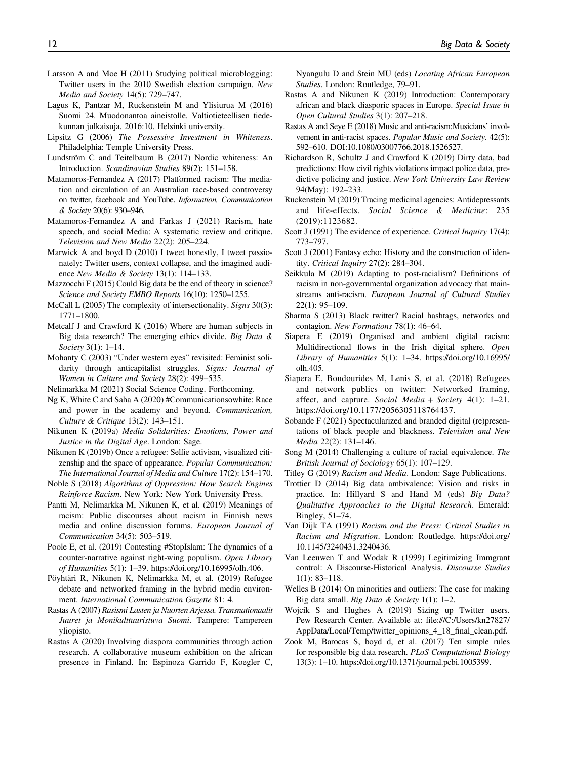Larsson A and Moe H (2011) Studying political microblogging: Twitter users in the 2010 Swedish election campaign. *New Media and Society* 14(5): 729–747.

Lagus K, Pantzar M, Ruckenstein M and Ylisiurua M (2016) Suomi 24. Muodonantoa aineistolle. Valtiotieteellisen tiedekunnan julkaisuja. 2016:10. Helsinki university.

Lipsitz G (2006) *The Possessive Investment in Whiteness*. Philadelphia: Temple University Press.

Lundström C and Teitelbaum B (2017) Nordic whiteness: An Introduction. *Scandinavian Studies* 89(2): 151–158.

Matamoros-Fernandez A (2017) Platformed racism: The mediation and circulation of an Australian race-based controversy on twitter, facebook and YouTube. *Information, Communication & Society* 20(6): 930–946.

Matamoros-Fernandez A and Farkas J (2021) Racism, hate speech, and social Media: A systematic review and critique. *Television and New Media* 22(2): 205–224.

Marwick A and boyd D (2010) I tweet honestly, I tweet passionately: Twitter users, context collapse, and the imagined audience *New Media & Society* 13(1): 114–133.

Mazzocchi F (2015) Could Big data be the end of theory in science? *Science and Society EMBO Reports* 16(10): 1250–1255.

McCall L (2005) The complexity of intersectionality. *Signs* 30(3): 1771–1800.

Metcalf J and Crawford K (2016) Where are human subjects in Big data research? The emerging ethics divide. *Big Data & Society* 3(1): 1–14.

Mohanty C (2003) "Under western eyes" revisited: Feminist solidarity through anticapitalist struggles. *Signs: Journal of Women in Culture and Society* 28(2): 499–535.

Nelimarkka M (2021) Social Science Coding. Forthcoming.

Ng K, White C and Saha A (2020) #Communicationsowhite: Race and power in the academy and beyond. *Communication, Culture & Critique* 13(2): 143–151.

Nikunen K (2019a) *Media Solidarities: Emotions, Power and Justice in the Digital Age*. London: Sage.

Nikunen K (2019b) Once a refugee: Selfie activism, visualized citizenship and the space of appearance. *Popular Communication: The International Journal of Media and Culture* 17(2): 154–170.

Noble S (2018) *Algorithms of Oppression: How Search Engines Reinforce Racism*. New York: New York University Press.

Pantti M, Nelimarkka M, Nikunen K, et al. (2019) Meanings of racism: Public discourses about racism in Finnish news media and online discussion forums. *European Journal of Communication* 34(5): 503–519.

Poole E, et al. (2019) Contesting #StopIslam: The dynamics of a counter-narrative against right-wing populism. *Open Library of Humanities* 5(1): 1–39. https://doi.org/10.16995/olh.406.

Pöyhtäri R, Nikunen K, Nelimarkka M, et al. (2019) Refugee debate and networked framing in the hybrid media environment. *International Communication Gazette* 81: 4.

Rastas A (2007) *Rasismi Lasten ja Nuorten Arjessa. Transnationaalit Juuret ja Monikulttuuristuva Suomi*. Tampere: Tampereen yliopisto.

Rastas A (2020) Involving diaspora communities through action research. A collaborative museum exhibition on the african presence in Finland. In: Espinoza Garrido F, Koegler C, Nyangulu D and Stein MU (eds) *Locating African European Studies*. London: Routledge, 79–91.

Rastas A and Nikunen K (2019) Introduction: Contemporary african and black diasporic spaces in Europe. *Special Issue in Open Cultural Studies* 3(1): 207–218.

Rastas A and Seye E (2018) Music and anti-racism:Musicians' involvement in anti-racist spaces. *Popular Music and Society*. 42(5): 592–610. DOI:10.1080/03007766.2018.1526527.

Richardson R, Schultz J and Crawford K (2019) Dirty data, bad predictions: How civil rights violations impact police data, predictive policing and justice. *New York University Law Review* 94(May): 192–233.

Ruckenstein M (2019) Tracing medicinal agencies: Antidepressants and life-effects. *Social Science & Medicine*: 235 (2019):1123682.

Scott J (1991) The evidence of experience. *Critical Inquiry* 17(4): 773–797.

Scott J (2001) Fantasy echo: History and the construction of identity. *Critical Inquiry* 27(2): 284–304.

Seikkula M (2019) Adapting to post-racialism? Definitions of racism in non-governmental organization advocacy that mainstreams anti-racism. *European Journal of Cultural Studies* 22(1): 95–109.

Sharma S (2013) Black twitter? Racial hashtags, networks and contagion. *New Formations* 78(1): 46–64.

Siapera E (2019) Organised and ambient digital racism: Multidirectional flows in the Irish digital sphere. *Open Library of Humanities* 5(1): 1–34. https://doi.org/10.16995/olh.405.

Siapera E, Boudourides M, Lenis S, et al. (2018) Refugees and network publics on twitter: Networked framing, affect, and capture. *Social Media + Society* 4(1): 1–21. https://doi.org/10.1177/2056305118764437.

Sobande F (2021) Spectacularized and branded digital (re)presentations of black people and blackness. *Television and New Media* 22(2): 131–146.

Song M (2014) Challenging a culture of racial equivalence. *The British Journal of Sociology* 65(1): 107–129.

Titley G (2019) *Racism and Media*. London: Sage Publications.

Trottier D (2014) Big data ambivalence: Vision and risks in practice. In: Hillyard S and Hand M (eds) *Big Data? Qualitative Approaches to the Digital Research*. Emerald: Bingley, 51–74.

Van Dijk TA (1991) *Racism and the Press: Critical Studies in Racism and Migration*. London: Routledge. https://doi.org/10.1145/3240431.3240436.

Van Leeuwen T and Wodak R (1999) Legitimizing Immgrant control: A Discourse-Historical Analysis. *Discourse Studies* 1(1): 83–118.

Welles B (2014) On minorities and outliers: The case for making Big data small. *Big Data & Society* 1(1): 1–2.

Wojcik S and Hughes A (2019) Sizing up Twitter users. Pew Research Center. Available at: file:///C:/Users/kn27827/AppData/Local/Temp/twitter_opinions_4_18_final_clean.pdf.

Zook M, Barocas S, boyd d, et al. (2017) Ten simple rules for responsible big data research. *PLoS Computational Biology* 13(3): 1–10. https://doi.org/10.1371/journal.pcbi.1005399.